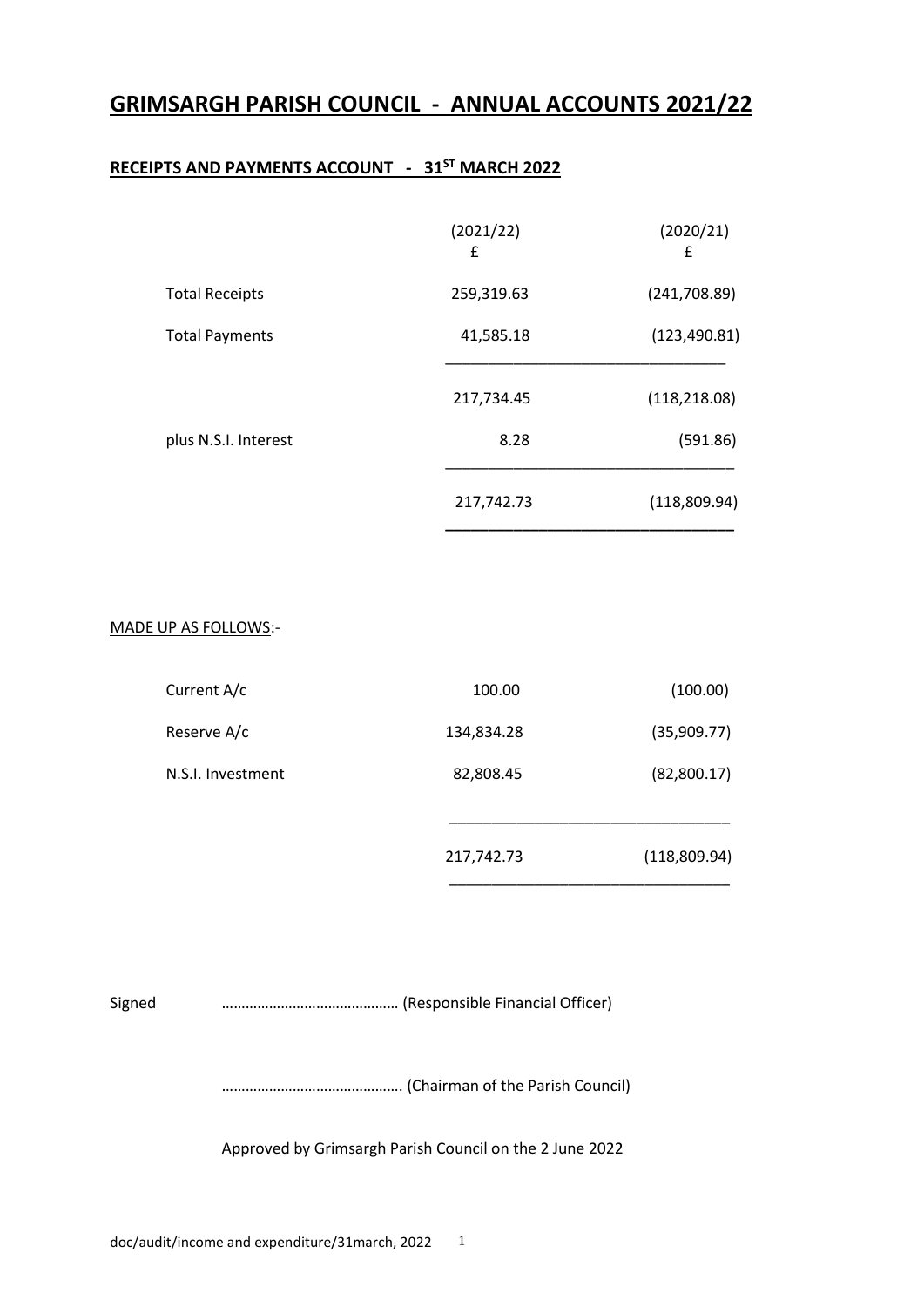# GRIMSARGH PARISH COUNCIL - ANNUAL ACCOUNTS 2021/22

## RECEIPTS AND PAYMENTS ACCOUNT - 31ST MARCH 2022

| | (2021/22) £ | (2020/21) £ |
|---|---|---|
| Total Receipts | 259,319.63 | (241,708.89) |
| Total Payments | 41,585.18 | (123,490.81) |
| | 217,734.45 | (118,218.08) |
| plus N.S.I. Interest | 8.28 | (591.86) |
| | 217,742.73 | (118,809.94) |

MADE UP AS FOLLOWS:-

| | | |
|---|---|---|
| Current A/c | 100.00 | (100.00) |
| Reserve A/c | 134,834.28 | (35,909.77) |
| N.S.I. Investment | 82,808.45 | (82,800.17) |
| | 217,742.73 | (118,809.94) |

Signed ……………………………………. (Responsible Financial Officer)

……………………………………. (Chairman of the Parish Council)

Approved by Grimsargh Parish Council on the 2 June 2022

doc/audit/income and expenditure/31march, 2022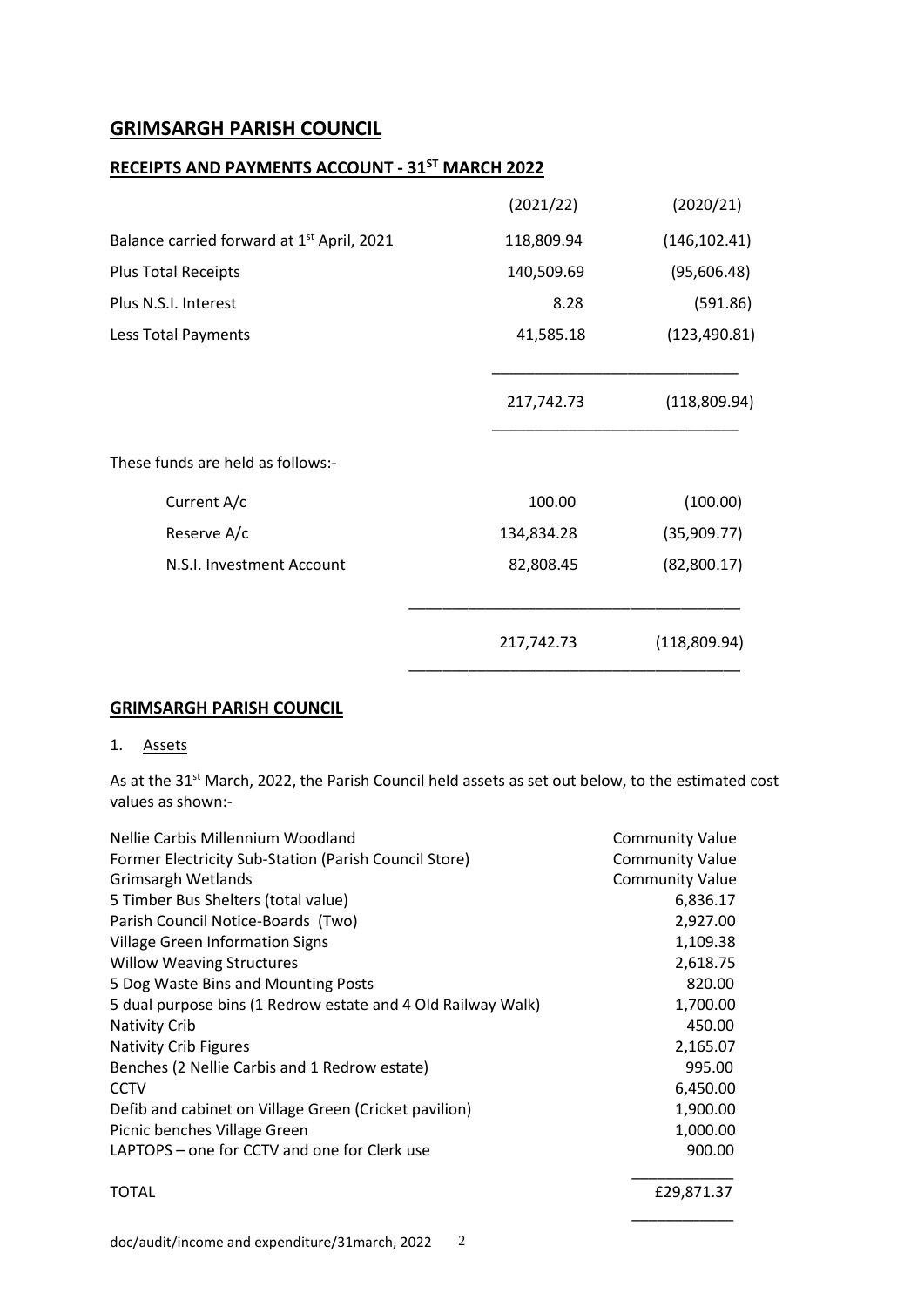# GRIMSARGH PARISH COUNCIL

## RECEIPTS AND PAYMENTS ACCOUNT - 31ST MARCH 2022

| | (2021/22) | (2020/21) |
|---|---|---|
| Balance carried forward at 1st April, 2021 | 118,809.94 | (146,102.41) |
| Plus Total Receipts | 140,509.69 | (95,606.48) |
| Plus N.S.I. Interest | 8.28 | (591.86) |
| Less Total Payments | 41,585.18 | (123,490.81) |
| | 217,742.73 | (118,809.94) |

These funds are held as follows:-

| | | |
|---|---|---|
| Current A/c | 100.00 | (100.00) |
| Reserve A/c | 134,834.28 | (35,909.77) |
| N.S.I. Investment Account | 82,808.45 | (82,800.17) |
| | 217,742.73 | (118,809.94) |

## GRIMSARGH PARISH COUNCIL

1. Assets

As at the 31st March, 2022, the Parish Council held assets as set out below, to the estimated cost values as shown:-

| | |
|---|---|
| Nellie Carbis Millennium Woodland | Community Value |
| Former Electricity Sub-Station (Parish Council Store) | Community Value |
| Grimsargh Wetlands | Community Value |
| 5 Timber Bus Shelters (total value) | 6,836.17 |
| Parish Council Notice-Boards (Two) | 2,927.00 |
| Village Green Information Signs | 1,109.38 |
| Willow Weaving Structures | 2,618.75 |
| 5 Dog Waste Bins and Mounting Posts | 820.00 |
| 5 dual purpose bins (1 Redrow estate and 4 Old Railway Walk) | 1,700.00 |
| Nativity Crib | 450.00 |
| Nativity Crib Figures | 2,165.07 |
| Benches (2 Nellie Carbis and 1 Redrow estate) | 995.00 |
| CCTV | 6,450.00 |
| Defib and cabinet on Village Green (Cricket pavilion) | 1,900.00 |
| Picnic benches Village Green | 1,000.00 |
| LAPTOPS – one for CCTV and one for Clerk use | 900.00 |
| TOTAL | £29,871.37 |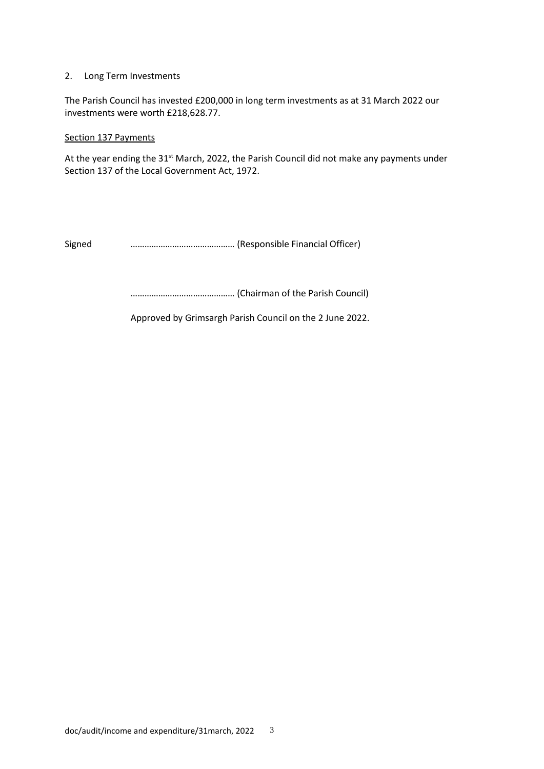2. Long Term Investments

The Parish Council has invested £200,000 in long term investments as at 31 March 2022 our investments were worth £218,628.77.

<u>Section 137 Payments</u>

At the year ending the 31st March, 2022, the Parish Council did not make any payments under Section 137 of the Local Government Act, 1972.

Signed ……………………………………… (Responsible Financial Officer)

……………………………………… (Chairman of the Parish Council)

Approved by Grimsargh Parish Council on the 2 June 2022.

doc/audit/income and expenditure/31march, 2022